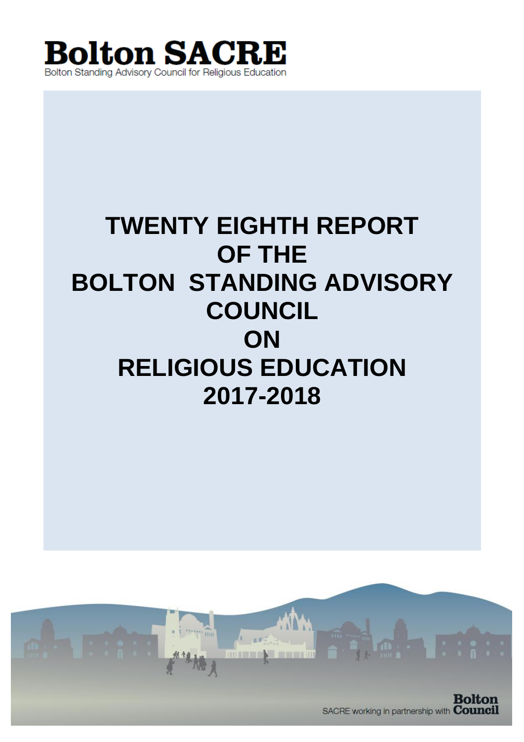**Bolton SACRE**

Bolton Standing Advisory Council for Religious Education

# TWENTY EIGHTH REPORT OF THE BOLTON STANDING ADVISORY COUNCIL ON RELIGIOUS EDUCATION 2017-2018

SACRE working in partnership with **Bolton Council**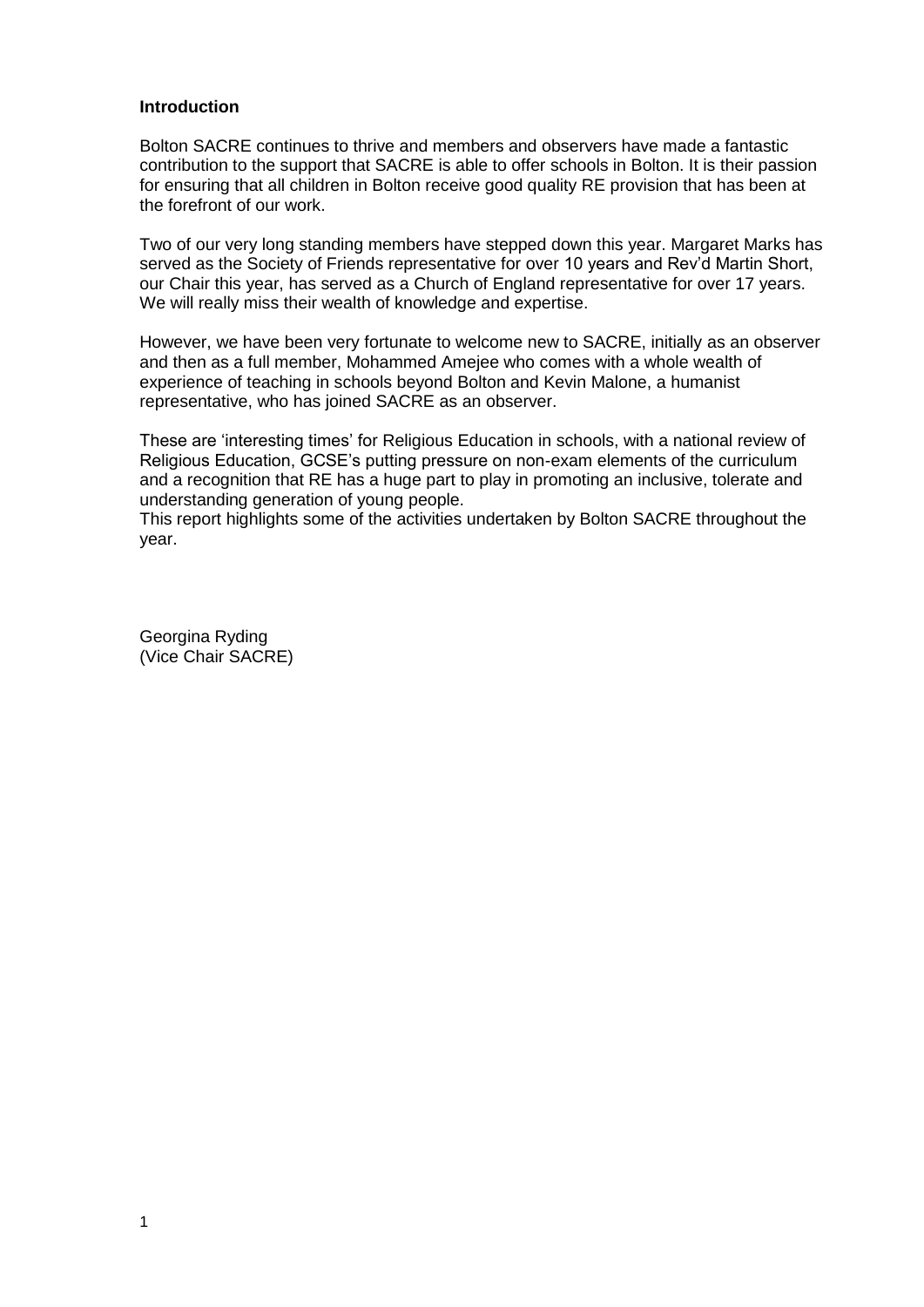**Introduction**

Bolton SACRE continues to thrive and members and observers have made a fantastic contribution to the support that SACRE is able to offer schools in Bolton. It is their passion for ensuring that all children in Bolton receive good quality RE provision that has been at the forefront of our work.

Two of our very long standing members have stepped down this year. Margaret Marks has served as the Society of Friends representative for over 10 years and Rev'd Martin Short, our Chair this year, has served as a Church of England representative for over 17 years. We will really miss their wealth of knowledge and expertise.

However, we have been very fortunate to welcome new to SACRE, initially as an observer and then as a full member, Mohammed Amejee who comes with a whole wealth of experience of teaching in schools beyond Bolton and Kevin Malone, a humanist representative, who has joined SACRE as an observer.

These are 'interesting times' for Religious Education in schools, with a national review of Religious Education, GCSE's putting pressure on non-exam elements of the curriculum and a recognition that RE has a huge part to play in promoting an inclusive, tolerate and understanding generation of young people.
This report highlights some of the activities undertaken by Bolton SACRE throughout the year.

Georgina Ryding
(Vice Chair SACRE)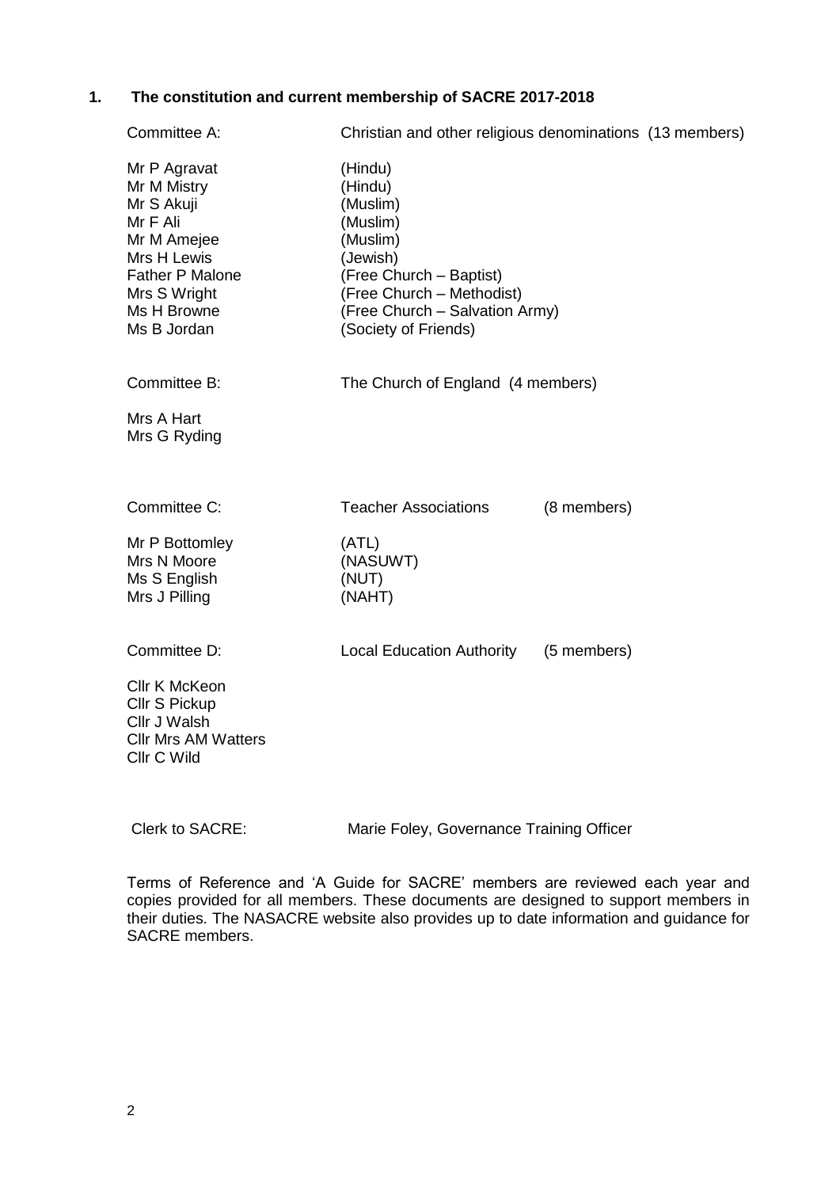## 1. The constitution and current membership of SACRE 2017-2018

| Committee A: | Christian and other religious denominations (13 members) |
|---|---|
| Mr P Agravat | (Hindu) |
| Mr M Mistry | (Hindu) |
| Mr S Akuji | (Muslim) |
| Mr F Ali | (Muslim) |
| Mr M Amejee | (Muslim) |
| Mrs H Lewis | (Jewish) |
| Father P Malone | (Free Church – Baptist) |
| Mrs S Wright | (Free Church – Methodist) |
| Ms H Browne | (Free Church – Salvation Army) |
| Ms B Jordan | (Society of Friends) |

| Committee B: | The Church of England (4 members) |
|---|---|
| Mrs A Hart | |
| Mrs G Ryding | |

| Committee C: | Teacher Associations | (8 members) |
|---|---|---|
| Mr P Bottomley | (ATL) | |
| Mrs N Moore | (NASUWT) | |
| Ms S English | (NUT) | |
| Mrs J Pilling | (NAHT) | |

| Committee D: | Local Education Authority | (5 members) |
|---|---|---|
| Cllr K McKeon | | |
| Cllr S Pickup | | |
| Cllr J Walsh | | |
| Cllr Mrs AM Watters | | |
| Cllr C Wild | | |

Clerk to SACRE: Marie Foley, Governance Training Officer

Terms of Reference and 'A Guide for SACRE' members are reviewed each year and copies provided for all members. These documents are designed to support members in their duties. The NASACRE website also provides up to date information and guidance for SACRE members.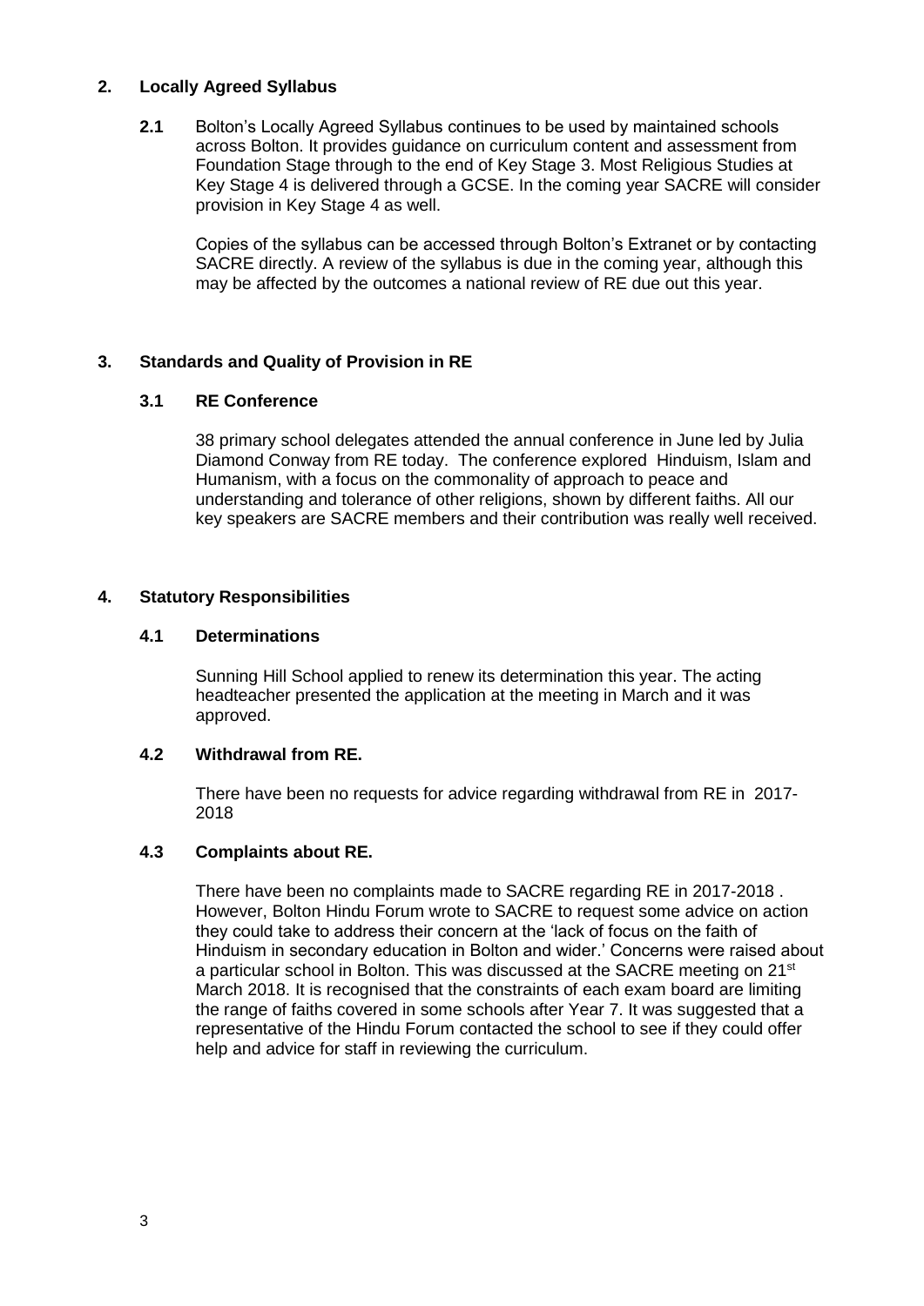## 2. Locally Agreed Syllabus

**2.1** Bolton's Locally Agreed Syllabus continues to be used by maintained schools across Bolton. It provides guidance on curriculum content and assessment from Foundation Stage through to the end of Key Stage 3. Most Religious Studies at Key Stage 4 is delivered through a GCSE. In the coming year SACRE will consider provision in Key Stage 4 as well.

Copies of the syllabus can be accessed through Bolton's Extranet or by contacting SACRE directly. A review of the syllabus is due in the coming year, although this may be affected by the outcomes a national review of RE due out this year.

## 3. Standards and Quality of Provision in RE

### 3.1 RE Conference

38 primary school delegates attended the annual conference in June led by Julia Diamond Conway from RE today. The conference explored Hinduism, Islam and Humanism, with a focus on the commonality of approach to peace and understanding and tolerance of other religions, shown by different faiths. All our key speakers are SACRE members and their contribution was really well received.

## 4. Statutory Responsibilities

### 4.1 Determinations

Sunning Hill School applied to renew its determination this year. The acting headteacher presented the application at the meeting in March and it was approved.

### 4.2 Withdrawal from RE.

There have been no requests for advice regarding withdrawal from RE in 2017-2018

### 4.3 Complaints about RE.

There have been no complaints made to SACRE regarding RE in 2017-2018 . However, Bolton Hindu Forum wrote to SACRE to request some advice on action they could take to address their concern at the 'lack of focus on the faith of Hinduism in secondary education in Bolton and wider.' Concerns were raised about a particular school in Bolton. This was discussed at the SACRE meeting on 21st March 2018. It is recognised that the constraints of each exam board are limiting the range of faiths covered in some schools after Year 7. It was suggested that a representative of the Hindu Forum contacted the school to see if they could offer help and advice for staff in reviewing the curriculum.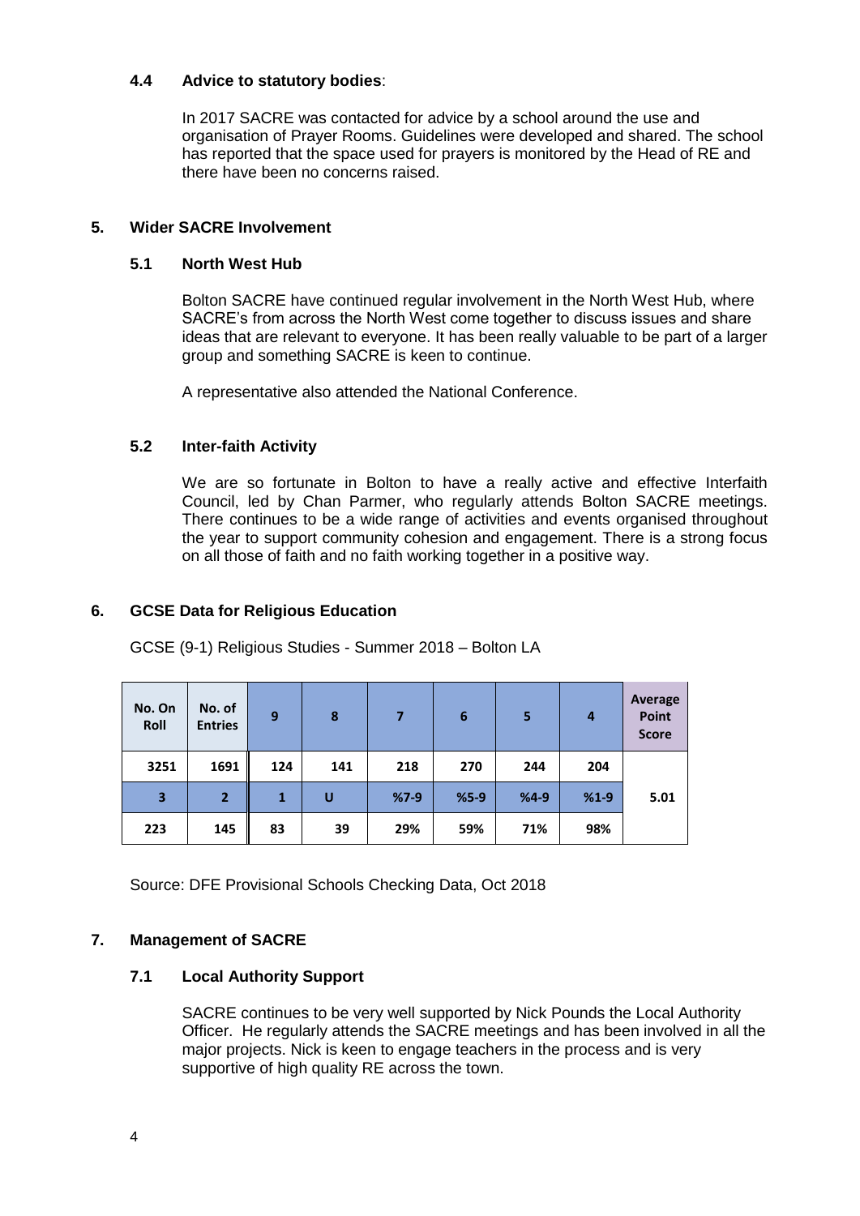### 4.4 Advice to statutory bodies:

In 2017 SACRE was contacted for advice by a school around the use and organisation of Prayer Rooms. Guidelines were developed and shared. The school has reported that the space used for prayers is monitored by the Head of RE and there have been no concerns raised.

## 5. Wider SACRE Involvement

### 5.1 North West Hub

Bolton SACRE have continued regular involvement in the North West Hub, where SACRE's from across the North West come together to discuss issues and share ideas that are relevant to everyone. It has been really valuable to be part of a larger group and something SACRE is keen to continue.

A representative also attended the National Conference.

### 5.2 Inter-faith Activity

We are so fortunate in Bolton to have a really active and effective Interfaith Council, led by Chan Parmer, who regularly attends Bolton SACRE meetings. There continues to be a wide range of activities and events organised throughout the year to support community cohesion and engagement. There is a strong focus on all those of faith and no faith working together in a positive way.

## 6. GCSE Data for Religious Education

GCSE (9-1) Religious Studies - Summer 2018 – Bolton LA

| No. On Roll | No. of Entries | 9 | 8 | 7 | 6 | 5 | 4 | Average Point Score |
|---|---|---|---|---|---|---|---|---|
| 3251 | 1691 | 124 | 141 | 218 | 270 | 244 | 204 | 5.01 |
| 3 | 2 | 1 | U | %7-9 | %5-9 | %4-9 | %1-9 | |
| 223 | 145 | 83 | 39 | 29% | 59% | 71% | 98% | |

Source: DFE Provisional Schools Checking Data, Oct 2018

## 7. Management of SACRE

### 7.1 Local Authority Support

SACRE continues to be very well supported by Nick Pounds the Local Authority Officer. He regularly attends the SACRE meetings and has been involved in all the major projects. Nick is keen to engage teachers in the process and is very supportive of high quality RE across the town.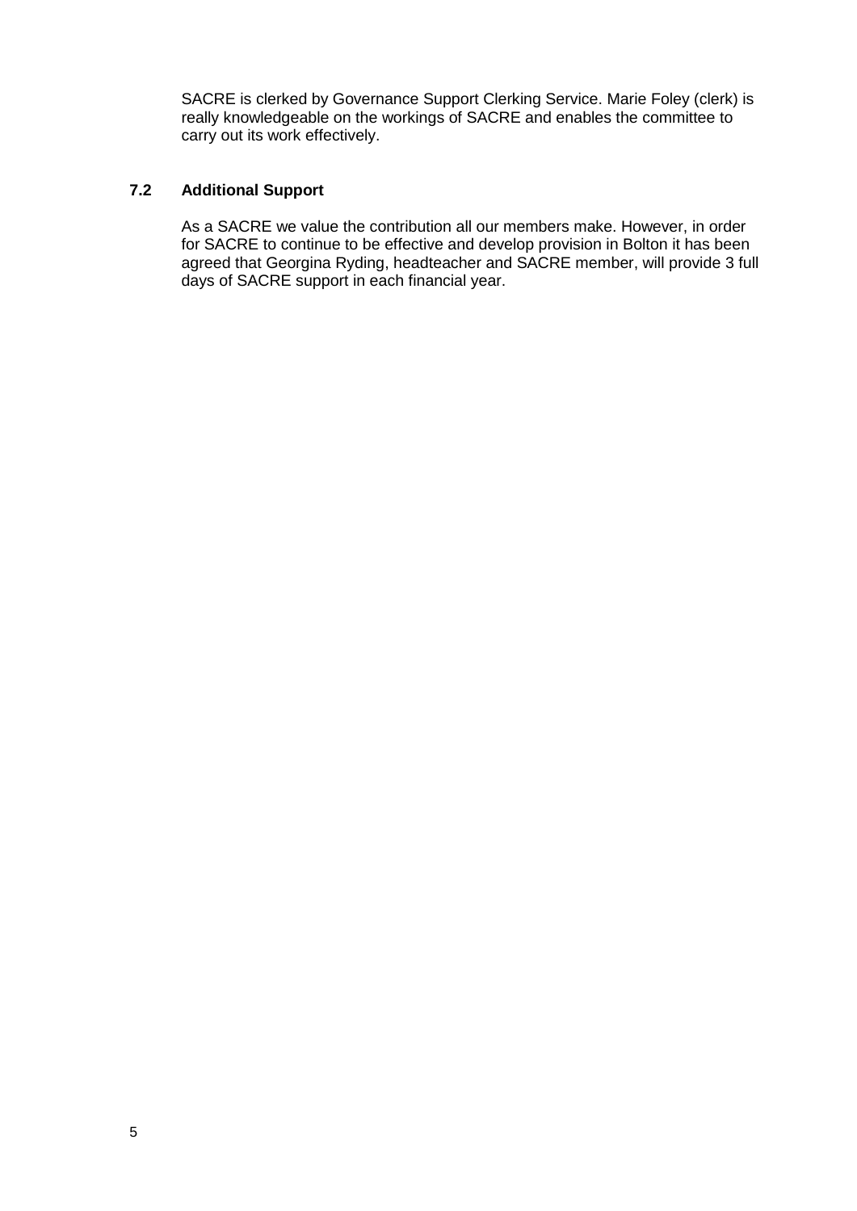SACRE is clerked by Governance Support Clerking Service. Marie Foley (clerk) is really knowledgeable on the workings of SACRE and enables the committee to carry out its work effectively.

### 7.2 Additional Support

As a SACRE we value the contribution all our members make. However, in order for SACRE to continue to be effective and develop provision in Bolton it has been agreed that Georgina Ryding, headteacher and SACRE member, will provide 3 full days of SACRE support in each financial year.